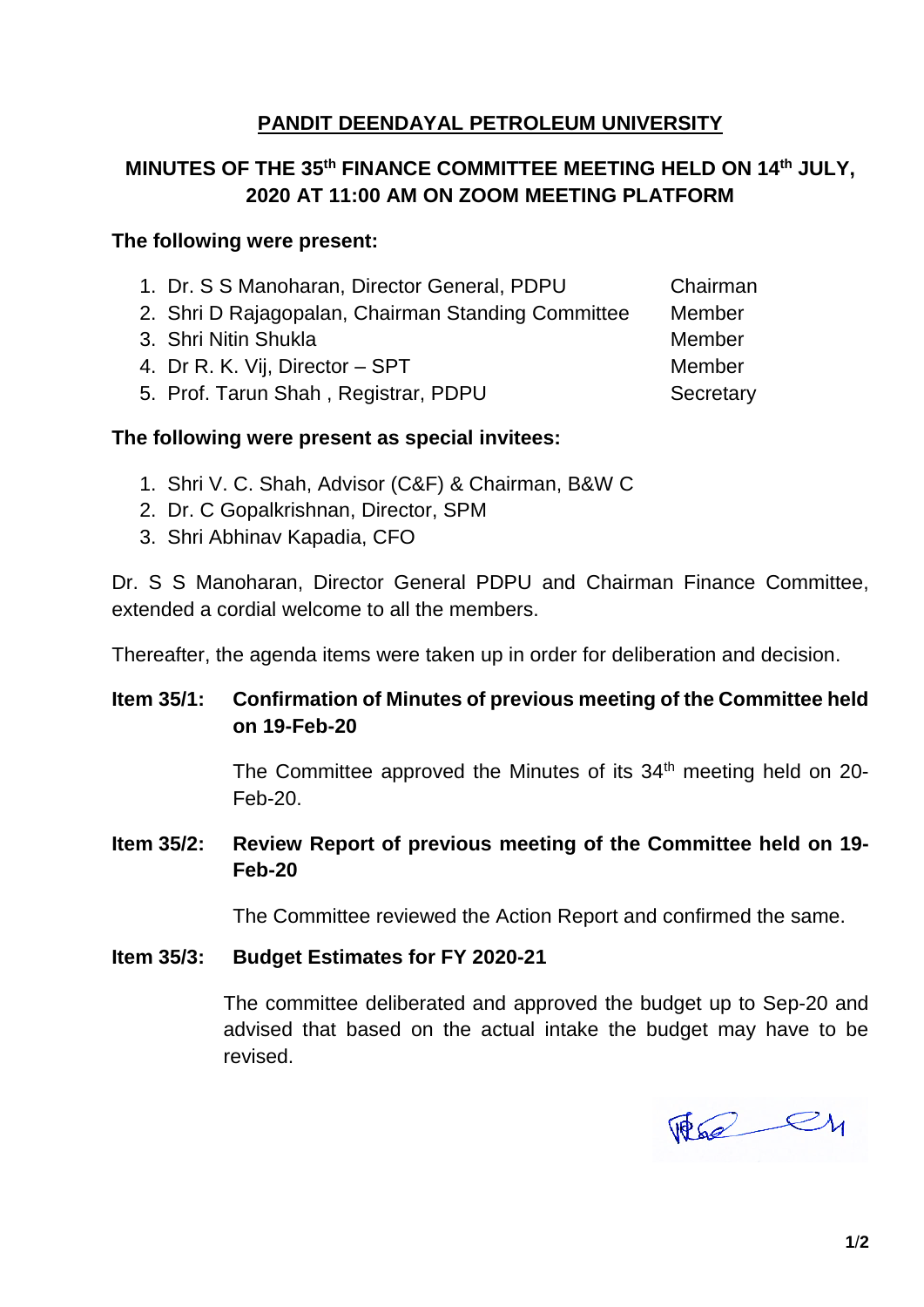## PANDIT DEENDAYAL PETROLEUM UNIVERSITY

## MINUTES OF THE 35th FINANCE COMMITTEE MEETING HELD ON 14th JULY, 2020 AT 11:00 AM ON ZOOM MEETING PLATFORM

**The following were present:**

1. Dr. S S Manoharan, Director General, PDPU — Chairman
2. Shri D Rajagopalan, Chairman Standing Committee — Member
3. Shri Nitin Shukla — Member
4. Dr R. K. Vij, Director – SPT — Member
5. Prof. Tarun Shah , Registrar, PDPU — Secretary

**The following were present as special invitees:**

1. Shri V. C. Shah, Advisor (C&F) & Chairman, B&W C
2. Dr. C Gopalkrishnan, Director, SPM
3. Shri Abhinav Kapadia, CFO

Dr. S S Manoharan, Director General PDPU and Chairman Finance Committee, extended a cordial welcome to all the members.

Thereafter, the agenda items were taken up in order for deliberation and decision.

**Item 35/1: Confirmation of Minutes of previous meeting of the Committee held on 19-Feb-20**

The Committee approved the Minutes of its 34th meeting held on 20-Feb-20.

**Item 35/2: Review Report of previous meeting of the Committee held on 19-Feb-20**

The Committee reviewed the Action Report and confirmed the same.

**Item 35/3: Budget Estimates for FY 2020-21**

The committee deliberated and approved the budget up to Sep-20 and advised that based on the actual intake the budget may have to be revised.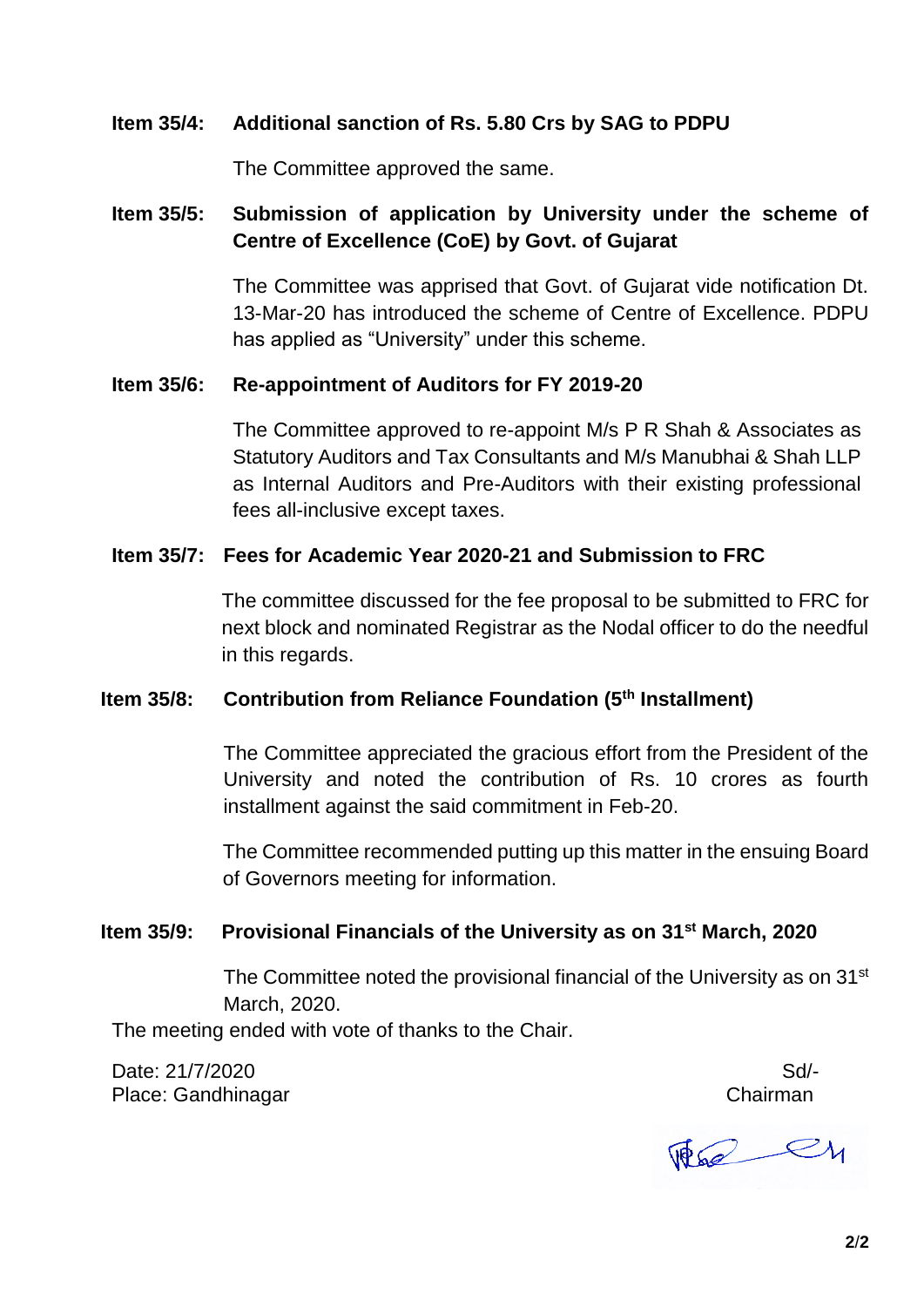**Item 35/4: Additional sanction of Rs. 5.80 Crs by SAG to PDPU**

The Committee approved the same.

**Item 35/5: Submission of application by University under the scheme of Centre of Excellence (CoE) by Govt. of Gujarat**

The Committee was apprised that Govt. of Gujarat vide notification Dt. 13-Mar-20 has introduced the scheme of Centre of Excellence. PDPU has applied as "University" under this scheme.

**Item 35/6: Re-appointment of Auditors for FY 2019-20**

The Committee approved to re-appoint M/s P R Shah & Associates as Statutory Auditors and Tax Consultants and M/s Manubhai & Shah LLP as Internal Auditors and Pre-Auditors with their existing professional fees all-inclusive except taxes.

**Item 35/7: Fees for Academic Year 2020-21 and Submission to FRC**

The committee discussed for the fee proposal to be submitted to FRC for next block and nominated Registrar as the Nodal officer to do the needful in this regards.

**Item 35/8: Contribution from Reliance Foundation (5th Installment)**

The Committee appreciated the gracious effort from the President of the University and noted the contribution of Rs. 10 crores as fourth installment against the said commitment in Feb-20.

The Committee recommended putting up this matter in the ensuing Board of Governors meeting for information.

**Item 35/9: Provisional Financials of the University as on 31st March, 2020**

The Committee noted the provisional financial of the University as on 31st March, 2020.

The meeting ended with vote of thanks to the Chair.

Date: 21/7/2020
Place: Gandhinagar

Sd/-
Chairman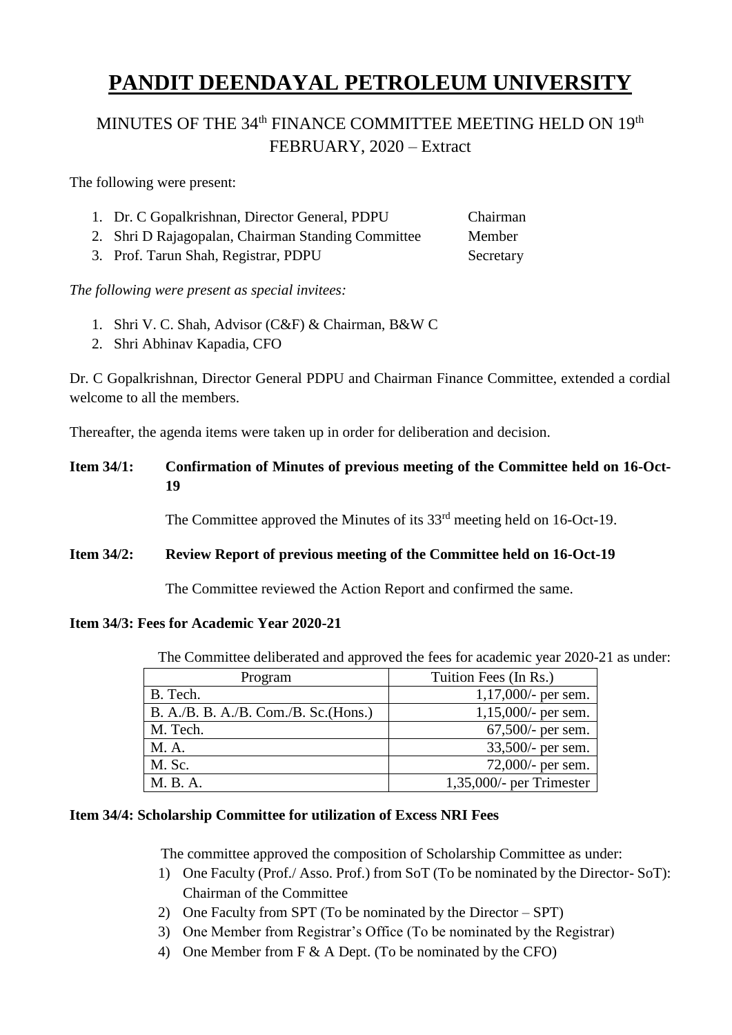# PANDIT DEENDAYAL PETROLEUM UNIVERSITY

## MINUTES OF THE 34th FINANCE COMMITTEE MEETING HELD ON 19th FEBRUARY, 2020 – Extract

The following were present:

1. Dr. C Gopalkrishnan, Director General, PDPU — Chairman
2. Shri D Rajagopalan, Chairman Standing Committee — Member
3. Prof. Tarun Shah, Registrar, PDPU — Secretary

*The following were present as special invitees:*

1. Shri V. C. Shah, Advisor (C&F) & Chairman, B&W C
2. Shri Abhinav Kapadia, CFO

Dr. C Gopalkrishnan, Director General PDPU and Chairman Finance Committee, extended a cordial welcome to all the members.

Thereafter, the agenda items were taken up in order for deliberation and decision.

**Item 34/1: Confirmation of Minutes of previous meeting of the Committee held on 16-Oct-19**

The Committee approved the Minutes of its 33rd meeting held on 16-Oct-19.

**Item 34/2: Review Report of previous meeting of the Committee held on 16-Oct-19**

The Committee reviewed the Action Report and confirmed the same.

**Item 34/3: Fees for Academic Year 2020-21**

The Committee deliberated and approved the fees for academic year 2020-21 as under:

| Program | Tuition Fees (In Rs.) |
|---|---|
| B. Tech. | 1,17,000/- per sem. |
| B. A./B. B. A./B. Com./B. Sc.(Hons.) | 1,15,000/- per sem. |
| M. Tech. | 67,500/- per sem. |
| M. A. | 33,500/- per sem. |
| M. Sc. | 72,000/- per sem. |
| M. B. A. | 1,35,000/- per Trimester |

**Item 34/4: Scholarship Committee for utilization of Excess NRI Fees**

The committee approved the composition of Scholarship Committee as under:

1) One Faculty (Prof./ Asso. Prof.) from SoT (To be nominated by the Director- SoT): Chairman of the Committee
2) One Faculty from SPT (To be nominated by the Director – SPT)
3) One Member from Registrar's Office (To be nominated by the Registrar)
4) One Member from F & A Dept. (To be nominated by the CFO)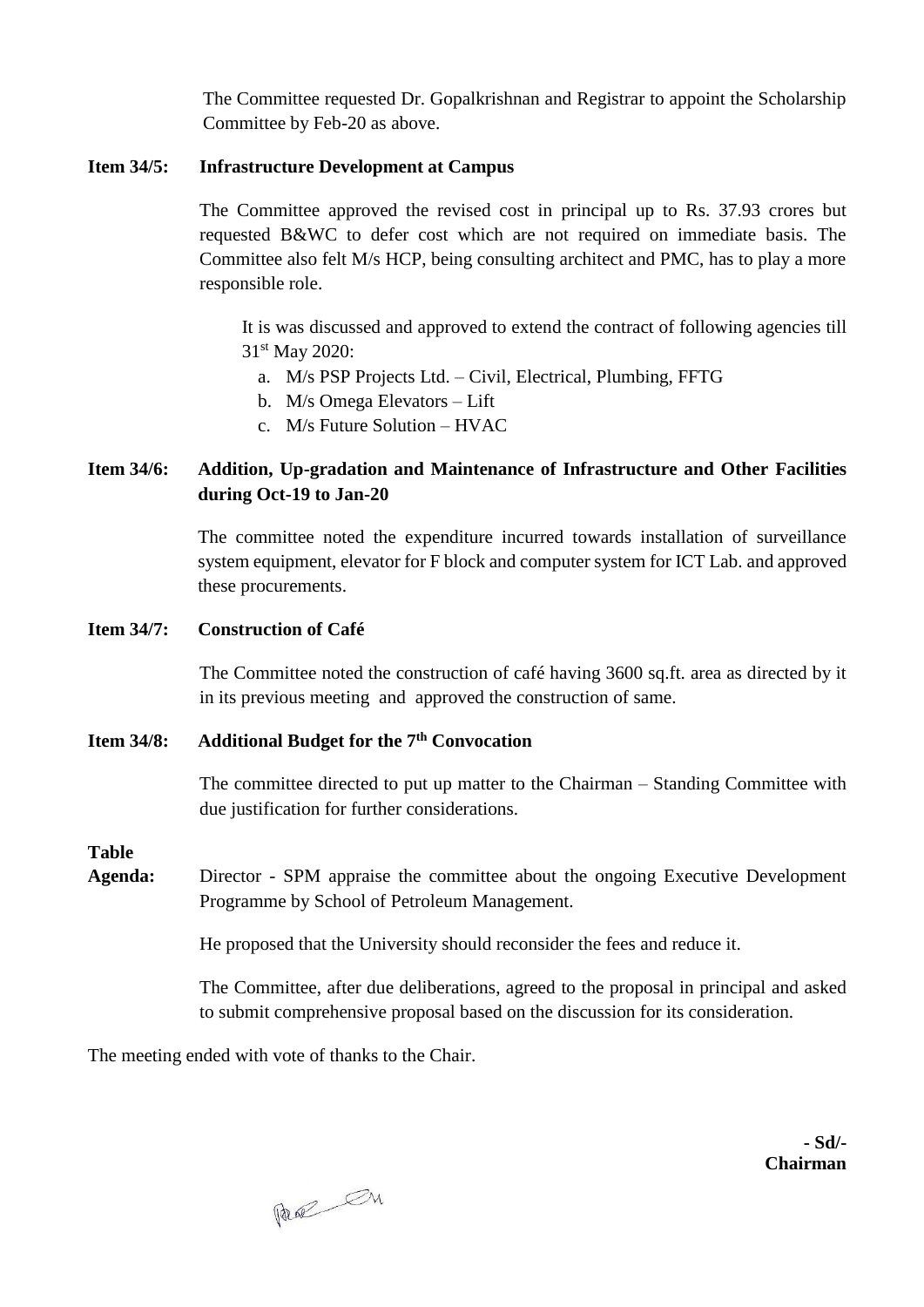The Committee requested Dr. Gopalkrishnan and Registrar to appoint the Scholarship Committee by Feb-20 as above.

**Item 34/5: Infrastructure Development at Campus**

The Committee approved the revised cost in principal up to Rs. 37.93 crores but requested B&WC to defer cost which are not required on immediate basis. The Committee also felt M/s HCP, being consulting architect and PMC, has to play a more responsible role.

It is was discussed and approved to extend the contract of following agencies till 31st May 2020:

a. M/s PSP Projects Ltd. – Civil, Electrical, Plumbing, FFTG
b. M/s Omega Elevators – Lift
c. M/s Future Solution – HVAC

**Item 34/6: Addition, Up-gradation and Maintenance of Infrastructure and Other Facilities during Oct-19 to Jan-20**

The committee noted the expenditure incurred towards installation of surveillance system equipment, elevator for F block and computer system for ICT Lab. and approved these procurements.

**Item 34/7: Construction of Café**

The Committee noted the construction of café having 3600 sq.ft. area as directed by it in its previous meeting and approved the construction of same.

**Item 34/8: Additional Budget for the 7th Convocation**

The committee directed to put up matter to the Chairman – Standing Committee with due justification for further considerations.

**Table Agenda:** Director - SPM appraise the committee about the ongoing Executive Development Programme by School of Petroleum Management.

He proposed that the University should reconsider the fees and reduce it.

The Committee, after due deliberations, agreed to the proposal in principal and asked to submit comprehensive proposal based on the discussion for its consideration.

The meeting ended with vote of thanks to the Chair.

**- Sd/-**
**Chairman**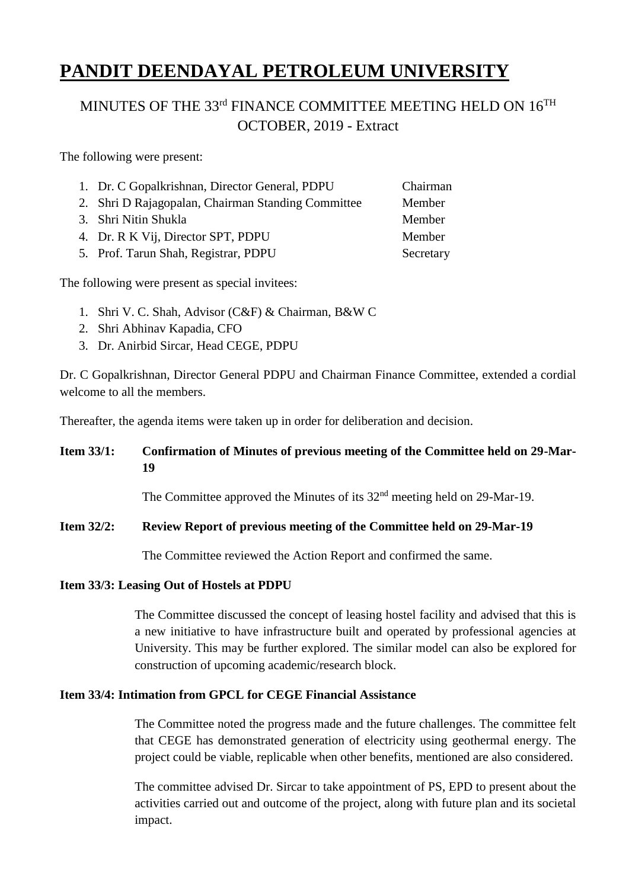# PANDIT DEENDAYAL PETROLEUM UNIVERSITY

## MINUTES OF THE 33rd FINANCE COMMITTEE MEETING HELD ON 16TH OCTOBER, 2019 - Extract

The following were present:

1. Dr. C Gopalkrishnan, Director General, PDPU — Chairman
2. Shri D Rajagopalan, Chairman Standing Committee — Member
3. Shri Nitin Shukla — Member
4. Dr. R K Vij, Director SPT, PDPU — Member
5. Prof. Tarun Shah, Registrar, PDPU — Secretary

The following were present as special invitees:

1. Shri V. C. Shah, Advisor (C&F) & Chairman, B&W C
2. Shri Abhinav Kapadia, CFO
3. Dr. Anirbid Sircar, Head CEGE, PDPU

Dr. C Gopalkrishnan, Director General PDPU and Chairman Finance Committee, extended a cordial welcome to all the members.

Thereafter, the agenda items were taken up in order for deliberation and decision.

**Item 33/1: Confirmation of Minutes of previous meeting of the Committee held on 29-Mar-19**

The Committee approved the Minutes of its 32nd meeting held on 29-Mar-19.

**Item 32/2: Review Report of previous meeting of the Committee held on 29-Mar-19**

The Committee reviewed the Action Report and confirmed the same.

**Item 33/3: Leasing Out of Hostels at PDPU**

The Committee discussed the concept of leasing hostel facility and advised that this is a new initiative to have infrastructure built and operated by professional agencies at University. This may be further explored. The similar model can also be explored for construction of upcoming academic/research block.

**Item 33/4: Intimation from GPCL for CEGE Financial Assistance**

The Committee noted the progress made and the future challenges. The committee felt that CEGE has demonstrated generation of electricity using geothermal energy. The project could be viable, replicable when other benefits, mentioned are also considered.

The committee advised Dr. Sircar to take appointment of PS, EPD to present about the activities carried out and outcome of the project, along with future plan and its societal impact.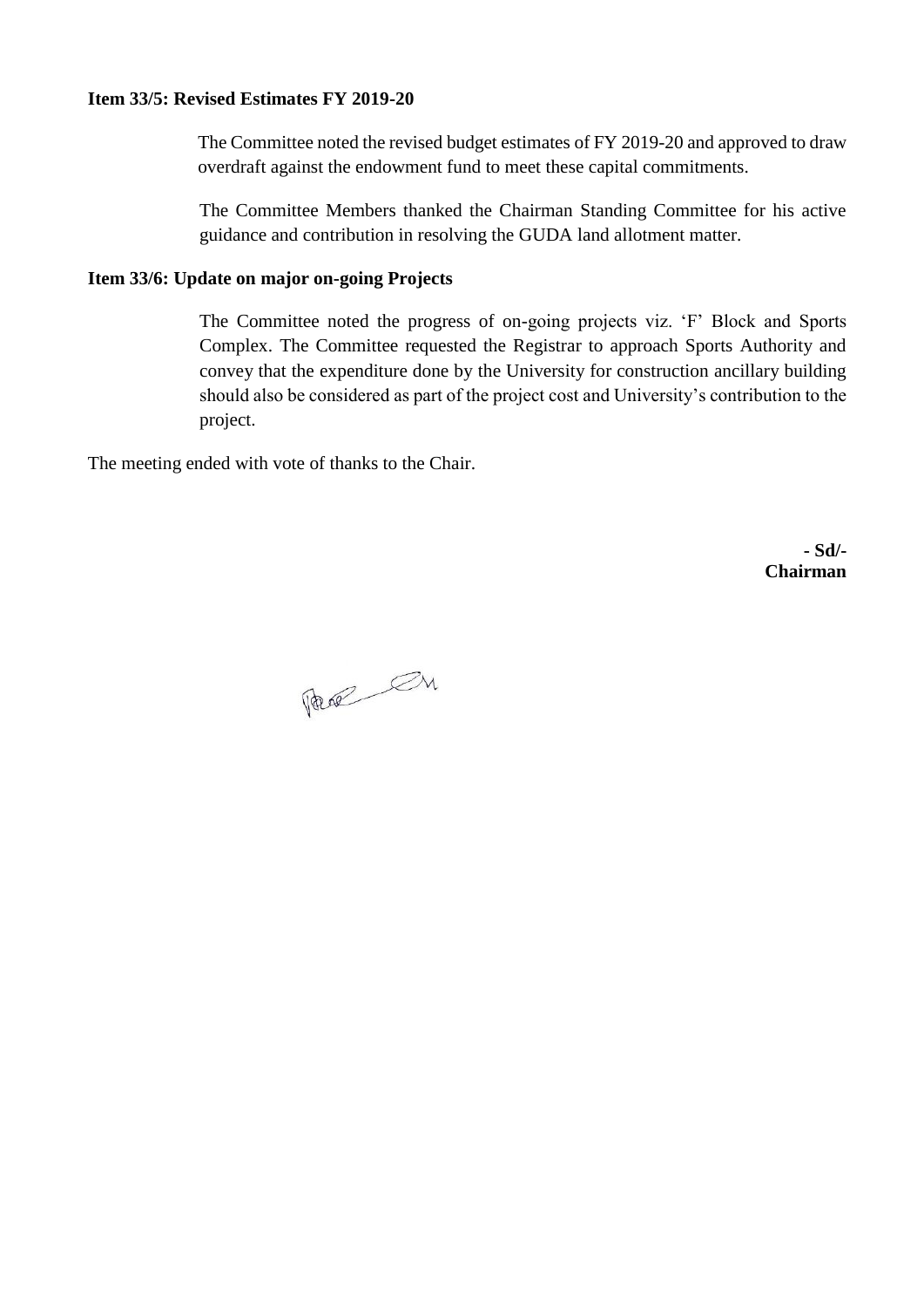**Item 33/5: Revised Estimates FY 2019-20**

The Committee noted the revised budget estimates of FY 2019-20 and approved to draw overdraft against the endowment fund to meet these capital commitments.

The Committee Members thanked the Chairman Standing Committee for his active guidance and contribution in resolving the GUDA land allotment matter.

**Item 33/6: Update on major on-going Projects**

The Committee noted the progress of on-going projects viz. 'F' Block and Sports Complex. The Committee requested the Registrar to approach Sports Authority and convey that the expenditure done by the University for construction ancillary building should also be considered as part of the project cost and University's contribution to the project.

The meeting ended with vote of thanks to the Chair.

**- Sd/-**
**Chairman**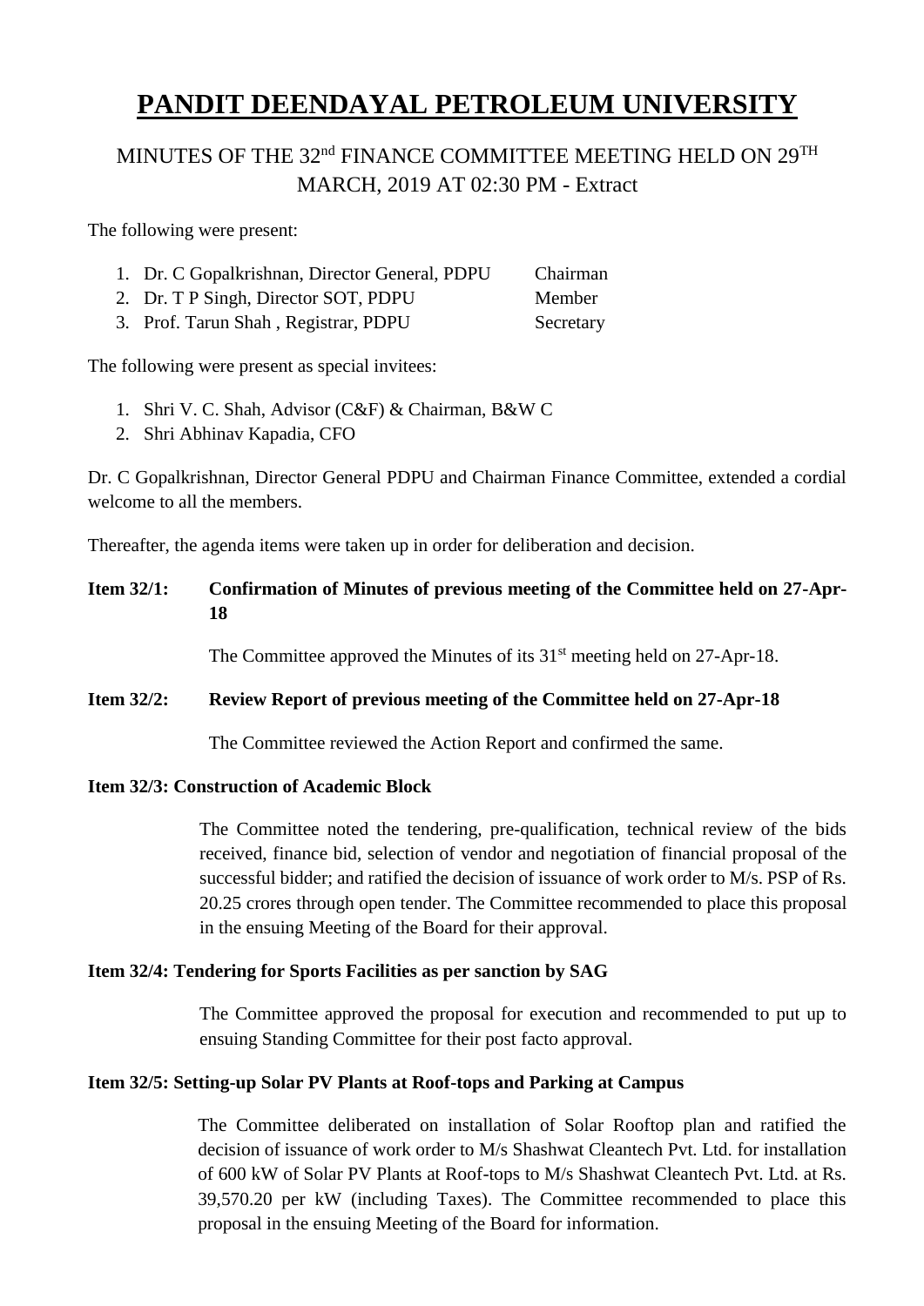# PANDIT DEENDAYAL PETROLEUM UNIVERSITY

## MINUTES OF THE 32nd FINANCE COMMITTEE MEETING HELD ON 29TH MARCH, 2019 AT 02:30 PM - Extract

The following were present:

1. Dr. C Gopalkrishnan, Director General, PDPU — Chairman
2. Dr. T P Singh, Director SOT, PDPU — Member
3. Prof. Tarun Shah , Registrar, PDPU — Secretary

The following were present as special invitees:

1. Shri V. C. Shah, Advisor (C&F) & Chairman, B&W C
2. Shri Abhinav Kapadia, CFO

Dr. C Gopalkrishnan, Director General PDPU and Chairman Finance Committee, extended a cordial welcome to all the members.

Thereafter, the agenda items were taken up in order for deliberation and decision.

**Item 32/1: Confirmation of Minutes of previous meeting of the Committee held on 27-Apr-18**

The Committee approved the Minutes of its 31st meeting held on 27-Apr-18.

**Item 32/2: Review Report of previous meeting of the Committee held on 27-Apr-18**

The Committee reviewed the Action Report and confirmed the same.

**Item 32/3: Construction of Academic Block**

The Committee noted the tendering, pre-qualification, technical review of the bids received, finance bid, selection of vendor and negotiation of financial proposal of the successful bidder; and ratified the decision of issuance of work order to M/s. PSP of Rs. 20.25 crores through open tender. The Committee recommended to place this proposal in the ensuing Meeting of the Board for their approval.

**Item 32/4: Tendering for Sports Facilities as per sanction by SAG**

The Committee approved the proposal for execution and recommended to put up to ensuing Standing Committee for their post facto approval.

**Item 32/5: Setting-up Solar PV Plants at Roof-tops and Parking at Campus**

The Committee deliberated on installation of Solar Rooftop plan and ratified the decision of issuance of work order to M/s Shashwat Cleantech Pvt. Ltd. for installation of 600 kW of Solar PV Plants at Roof-tops to M/s Shashwat Cleantech Pvt. Ltd. at Rs. 39,570.20 per kW (including Taxes). The Committee recommended to place this proposal in the ensuing Meeting of the Board for information.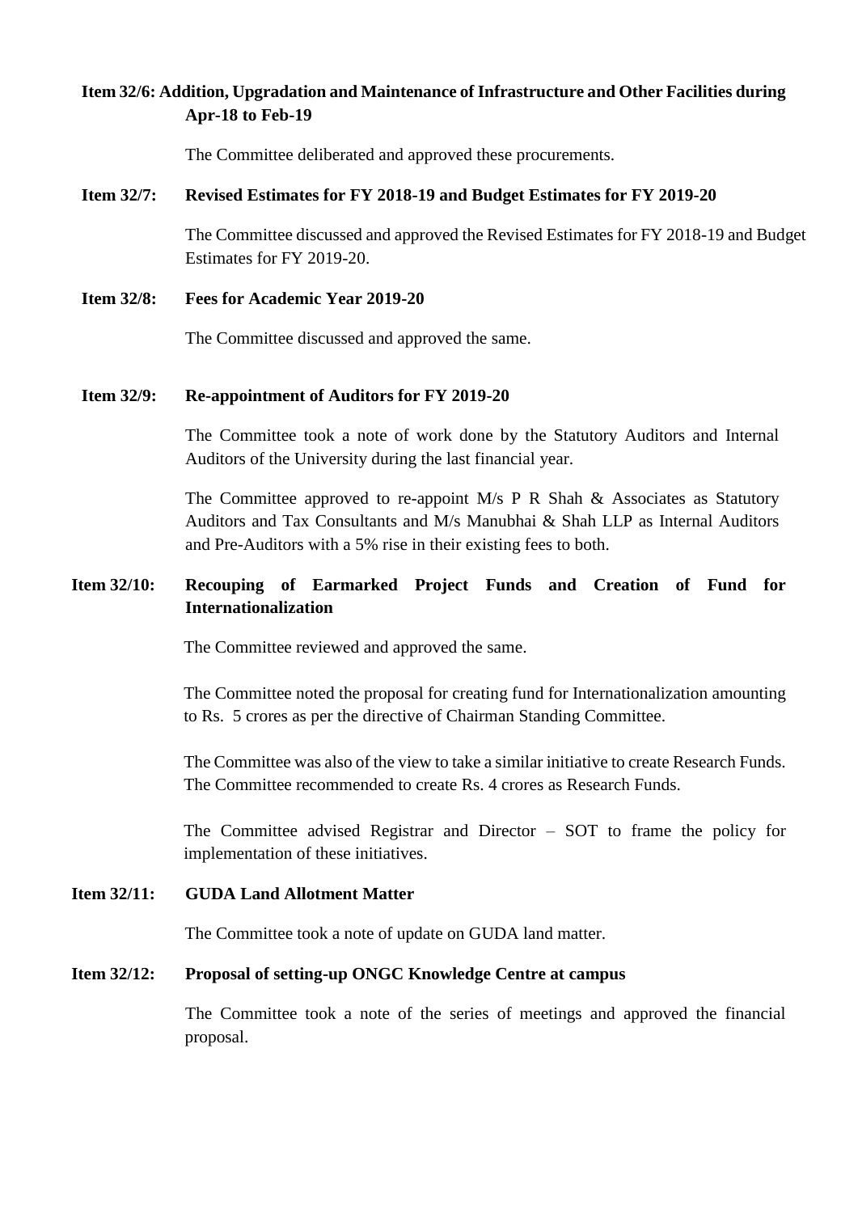**Item 32/6: Addition, Upgradation and Maintenance of Infrastructure and Other Facilities during Apr-18 to Feb-19**

The Committee deliberated and approved these procurements.

**Item 32/7: Revised Estimates for FY 2018-19 and Budget Estimates for FY 2019-20**

The Committee discussed and approved the Revised Estimates for FY 2018-19 and Budget Estimates for FY 2019-20.

**Item 32/8: Fees for Academic Year 2019-20**

The Committee discussed and approved the same.

**Item 32/9: Re-appointment of Auditors for FY 2019-20**

The Committee took a note of work done by the Statutory Auditors and Internal Auditors of the University during the last financial year.

The Committee approved to re-appoint M/s P R Shah & Associates as Statutory Auditors and Tax Consultants and M/s Manubhai & Shah LLP as Internal Auditors and Pre-Auditors with a 5% rise in their existing fees to both.

**Item 32/10: Recouping of Earmarked Project Funds and Creation of Fund for Internationalization**

The Committee reviewed and approved the same.

The Committee noted the proposal for creating fund for Internationalization amounting to Rs. 5 crores as per the directive of Chairman Standing Committee.

The Committee was also of the view to take a similar initiative to create Research Funds. The Committee recommended to create Rs. 4 crores as Research Funds.

The Committee advised Registrar and Director – SOT to frame the policy for implementation of these initiatives.

**Item 32/11: GUDA Land Allotment Matter**

The Committee took a note of update on GUDA land matter.

**Item 32/12: Proposal of setting-up ONGC Knowledge Centre at campus**

The Committee took a note of the series of meetings and approved the financial proposal.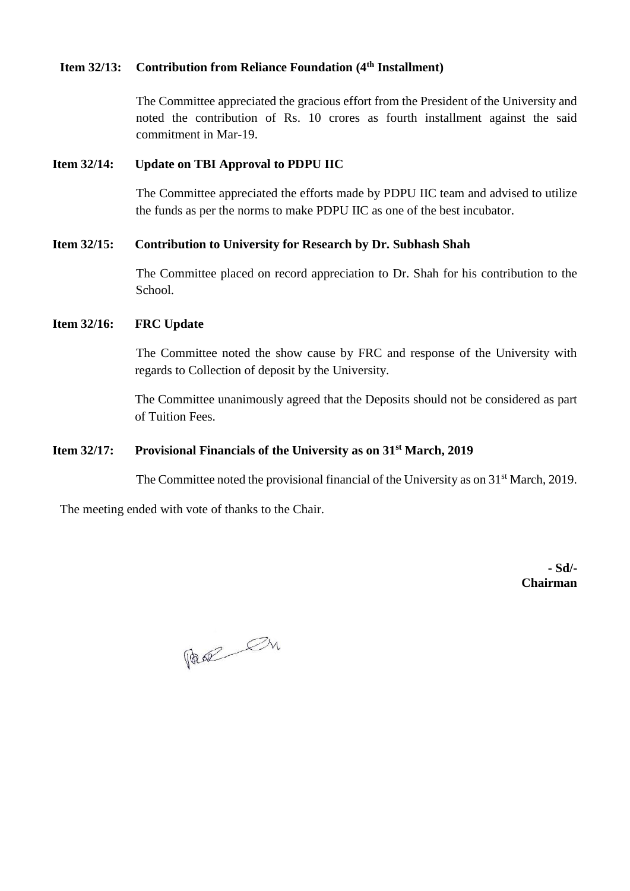**Item 32/13: Contribution from Reliance Foundation (4th Installment)**

The Committee appreciated the gracious effort from the President of the University and noted the contribution of Rs. 10 crores as fourth installment against the said commitment in Mar-19.

**Item 32/14: Update on TBI Approval to PDPU IIC**

The Committee appreciated the efforts made by PDPU IIC team and advised to utilize the funds as per the norms to make PDPU IIC as one of the best incubator.

**Item 32/15: Contribution to University for Research by Dr. Subhash Shah**

The Committee placed on record appreciation to Dr. Shah for his contribution to the School.

**Item 32/16: FRC Update**

The Committee noted the show cause by FRC and response of the University with regards to Collection of deposit by the University.

The Committee unanimously agreed that the Deposits should not be considered as part of Tuition Fees.

**Item 32/17: Provisional Financials of the University as on 31st March, 2019**

The Committee noted the provisional financial of the University as on 31st March, 2019.

The meeting ended with vote of thanks to the Chair.

**- Sd/-**
**Chairman**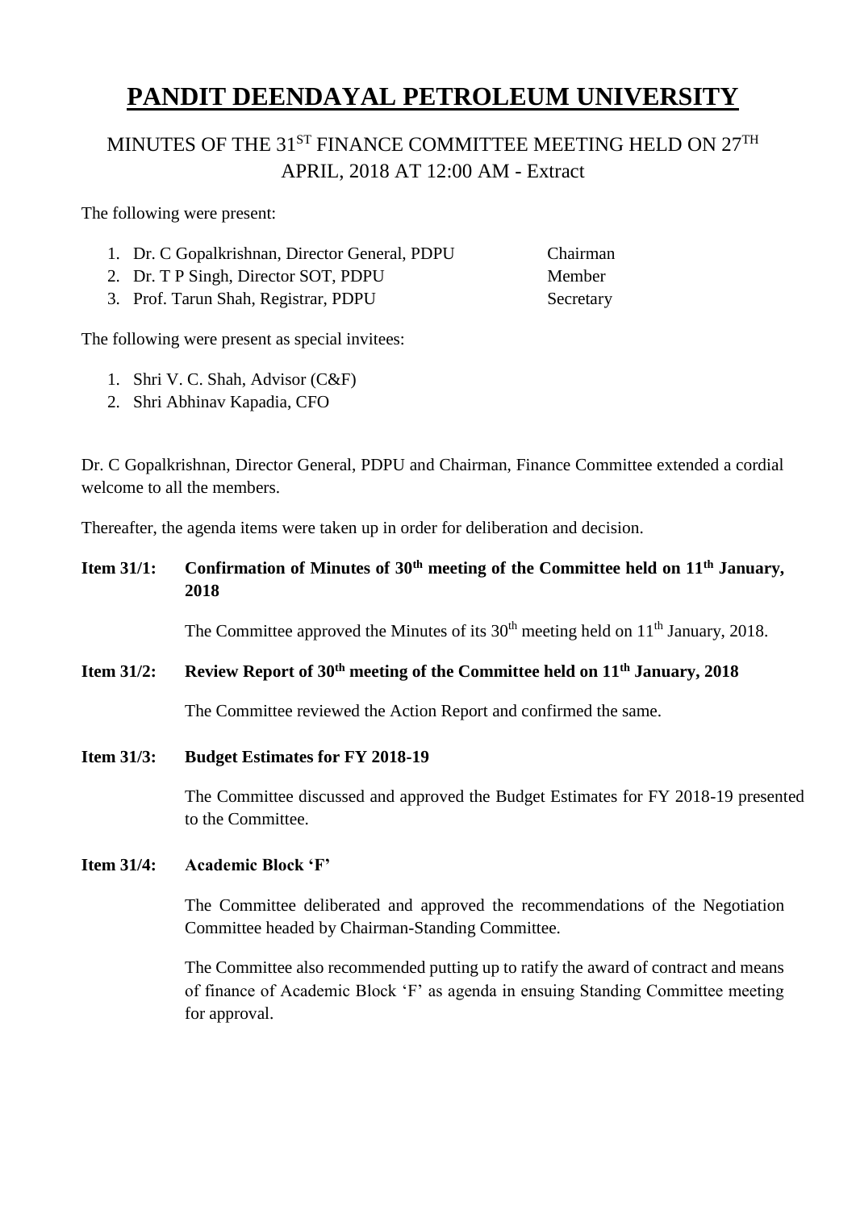# PANDIT DEENDAYAL PETROLEUM UNIVERSITY

## MINUTES OF THE 31ST FINANCE COMMITTEE MEETING HELD ON 27TH APRIL, 2018 AT 12:00 AM - Extract

The following were present:

| | |
|---|---|
| 1. Dr. C Gopalkrishnan, Director General, PDPU | Chairman |
| 2. Dr. T P Singh, Director SOT, PDPU | Member |
| 3. Prof. Tarun Shah, Registrar, PDPU | Secretary |

The following were present as special invitees:

1. Shri V. C. Shah, Advisor (C&F)
2. Shri Abhinav Kapadia, CFO

Dr. C Gopalkrishnan, Director General, PDPU and Chairman, Finance Committee extended a cordial welcome to all the members.

Thereafter, the agenda items were taken up in order for deliberation and decision.

**Item 31/1: Confirmation of Minutes of 30th meeting of the Committee held on 11th January, 2018**

The Committee approved the Minutes of its 30th meeting held on 11th January, 2018.

**Item 31/2: Review Report of 30th meeting of the Committee held on 11th January, 2018**

The Committee reviewed the Action Report and confirmed the same.

**Item 31/3: Budget Estimates for FY 2018-19**

The Committee discussed and approved the Budget Estimates for FY 2018-19 presented to the Committee.

**Item 31/4: Academic Block 'F'**

The Committee deliberated and approved the recommendations of the Negotiation Committee headed by Chairman-Standing Committee.

The Committee also recommended putting up to ratify the award of contract and means of finance of Academic Block 'F' as agenda in ensuing Standing Committee meeting for approval.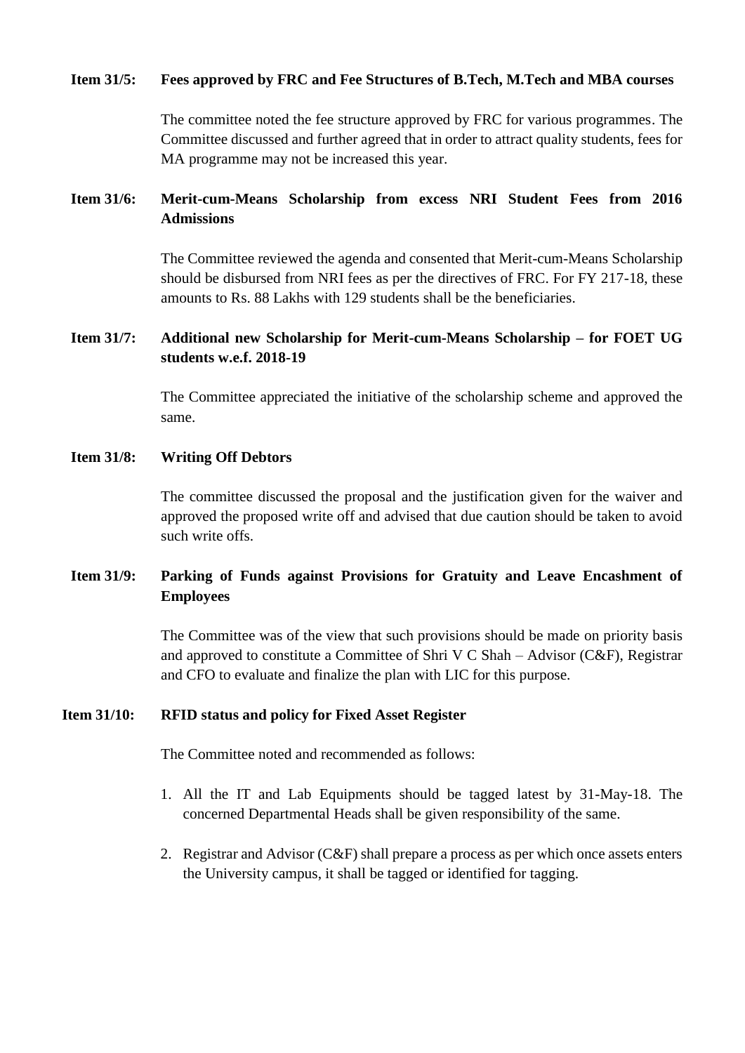**Item 31/5: Fees approved by FRC and Fee Structures of B.Tech, M.Tech and MBA courses**

The committee noted the fee structure approved by FRC for various programmes. The Committee discussed and further agreed that in order to attract quality students, fees for MA programme may not be increased this year.

**Item 31/6: Merit-cum-Means Scholarship from excess NRI Student Fees from 2016 Admissions**

The Committee reviewed the agenda and consented that Merit-cum-Means Scholarship should be disbursed from NRI fees as per the directives of FRC. For FY 217-18, these amounts to Rs. 88 Lakhs with 129 students shall be the beneficiaries.

**Item 31/7: Additional new Scholarship for Merit-cum-Means Scholarship – for FOET UG students w.e.f. 2018-19**

The Committee appreciated the initiative of the scholarship scheme and approved the same.

**Item 31/8: Writing Off Debtors**

The committee discussed the proposal and the justification given for the waiver and approved the proposed write off and advised that due caution should be taken to avoid such write offs.

**Item 31/9: Parking of Funds against Provisions for Gratuity and Leave Encashment of Employees**

The Committee was of the view that such provisions should be made on priority basis and approved to constitute a Committee of Shri V C Shah – Advisor (C&F), Registrar and CFO to evaluate and finalize the plan with LIC for this purpose.

**Item 31/10: RFID status and policy for Fixed Asset Register**

The Committee noted and recommended as follows:

1. All the IT and Lab Equipments should be tagged latest by 31-May-18. The concerned Departmental Heads shall be given responsibility of the same.
2. Registrar and Advisor (C&F) shall prepare a process as per which once assets enters the University campus, it shall be tagged or identified for tagging.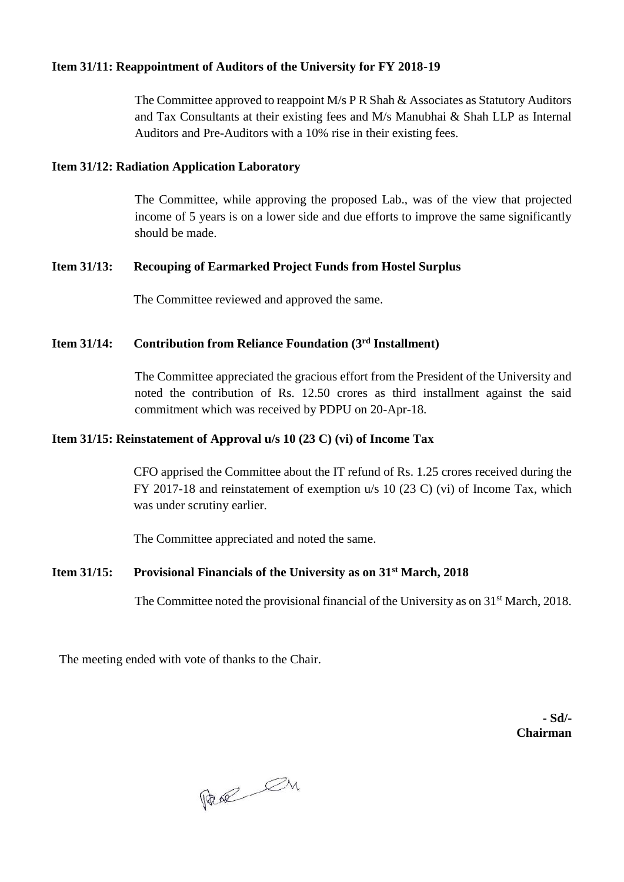**Item 31/11: Reappointment of Auditors of the University for FY 2018-19**

The Committee approved to reappoint M/s P R Shah & Associates as Statutory Auditors and Tax Consultants at their existing fees and M/s Manubhai & Shah LLP as Internal Auditors and Pre-Auditors with a 10% rise in their existing fees.

**Item 31/12: Radiation Application Laboratory**

The Committee, while approving the proposed Lab., was of the view that projected income of 5 years is on a lower side and due efforts to improve the same significantly should be made.

**Item 31/13: Recouping of Earmarked Project Funds from Hostel Surplus**

The Committee reviewed and approved the same.

**Item 31/14: Contribution from Reliance Foundation (3rd Installment)**

The Committee appreciated the gracious effort from the President of the University and noted the contribution of Rs. 12.50 crores as third installment against the said commitment which was received by PDPU on 20-Apr-18.

**Item 31/15: Reinstatement of Approval u/s 10 (23 C) (vi) of Income Tax**

CFO apprised the Committee about the IT refund of Rs. 1.25 crores received during the FY 2017-18 and reinstatement of exemption u/s 10 (23 C) (vi) of Income Tax, which was under scrutiny earlier.

The Committee appreciated and noted the same.

**Item 31/15: Provisional Financials of the University as on 31st March, 2018**

The Committee noted the provisional financial of the University as on 31st March, 2018.

The meeting ended with vote of thanks to the Chair.

**- Sd/-**
**Chairman**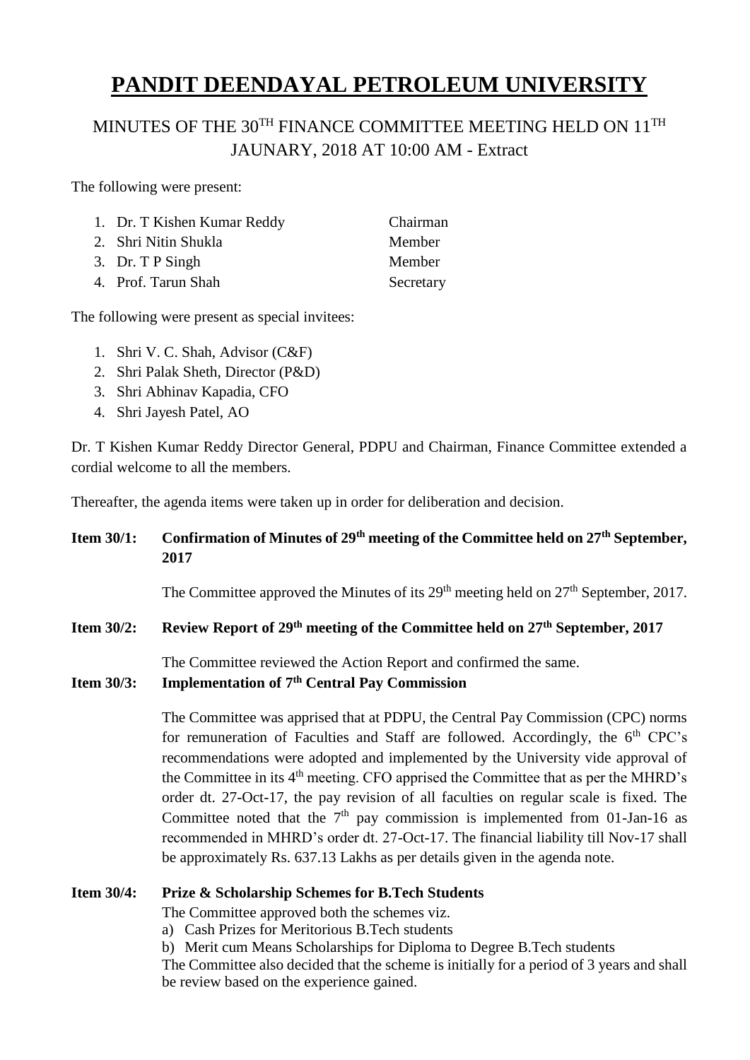# PANDIT DEENDAYAL PETROLEUM UNIVERSITY

## MINUTES OF THE 30TH FINANCE COMMITTEE MEETING HELD ON 11TH JAUNARY, 2018 AT 10:00 AM - Extract

The following were present:

1. Dr. T Kishen Kumar Reddy — Chairman
2. Shri Nitin Shukla — Member
3. Dr. T P Singh — Member
4. Prof. Tarun Shah — Secretary

The following were present as special invitees:

1. Shri V. C. Shah, Advisor (C&F)
2. Shri Palak Sheth, Director (P&D)
3. Shri Abhinav Kapadia, CFO
4. Shri Jayesh Patel, AO

Dr. T Kishen Kumar Reddy Director General, PDPU and Chairman, Finance Committee extended a cordial welcome to all the members.

Thereafter, the agenda items were taken up in order for deliberation and decision.

**Item 30/1: Confirmation of Minutes of 29th meeting of the Committee held on 27th September, 2017**

The Committee approved the Minutes of its 29th meeting held on 27th September, 2017.

**Item 30/2: Review Report of 29th meeting of the Committee held on 27th September, 2017**

The Committee reviewed the Action Report and confirmed the same.

**Item 30/3: Implementation of 7th Central Pay Commission**

The Committee was apprised that at PDPU, the Central Pay Commission (CPC) norms for remuneration of Faculties and Staff are followed. Accordingly, the 6th CPC's recommendations were adopted and implemented by the University vide approval of the Committee in its 4th meeting. CFO apprised the Committee that as per the MHRD's order dt. 27-Oct-17, the pay revision of all faculties on regular scale is fixed. The Committee noted that the 7th pay commission is implemented from 01-Jan-16 as recommended in MHRD's order dt. 27-Oct-17. The financial liability till Nov-17 shall be approximately Rs. 637.13 Lakhs as per details given in the agenda note.

**Item 30/4: Prize & Scholarship Schemes for B.Tech Students**

The Committee approved both the schemes viz.

a) Cash Prizes for Meritorious B.Tech students
b) Merit cum Means Scholarships for Diploma to Degree B.Tech students

The Committee also decided that the scheme is initially for a period of 3 years and shall be review based on the experience gained.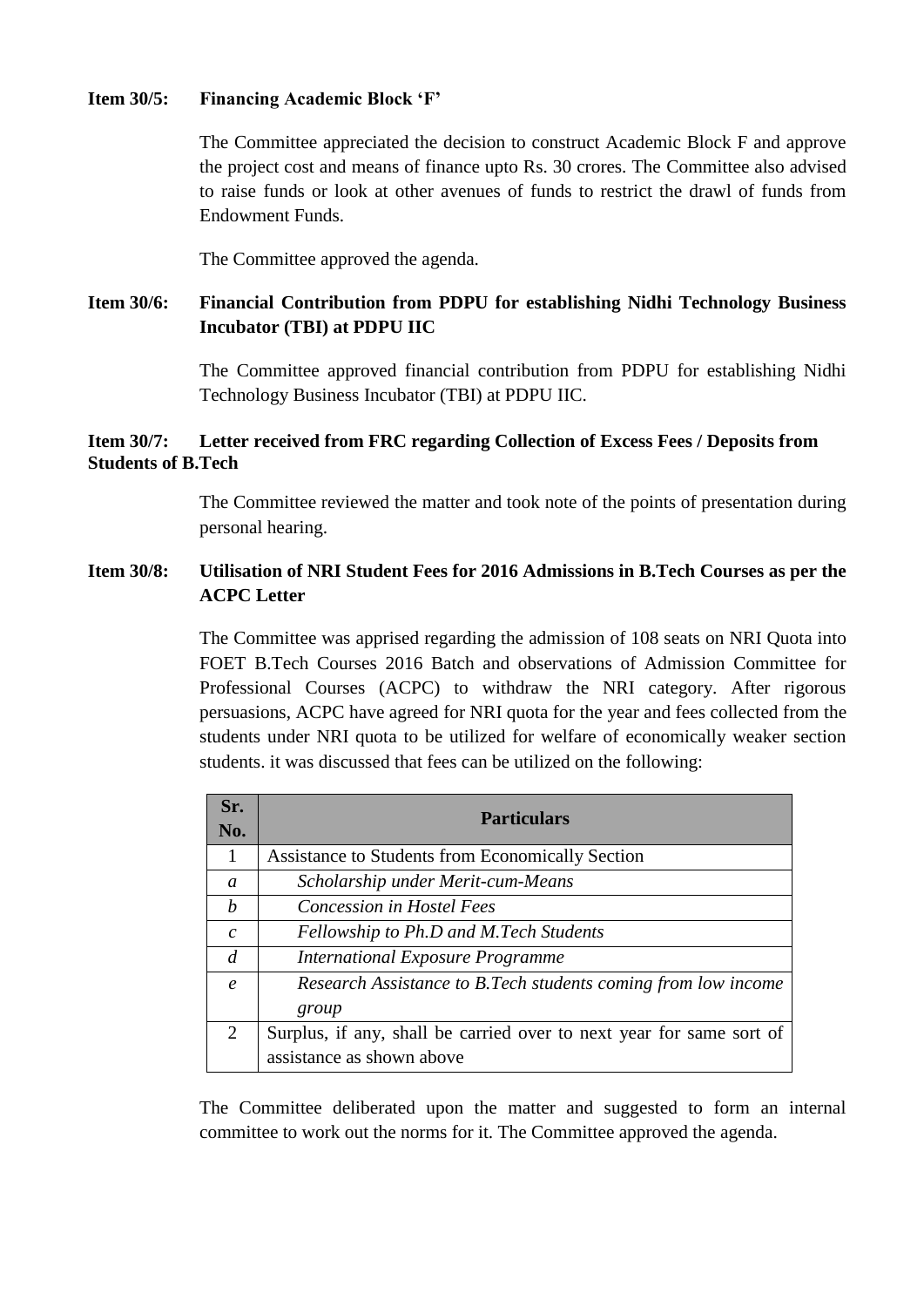**Item 30/5: Financing Academic Block 'F'**

The Committee appreciated the decision to construct Academic Block F and approve the project cost and means of finance upto Rs. 30 crores. The Committee also advised to raise funds or look at other avenues of funds to restrict the drawl of funds from Endowment Funds.

The Committee approved the agenda.

**Item 30/6: Financial Contribution from PDPU for establishing Nidhi Technology Business Incubator (TBI) at PDPU IIC**

The Committee approved financial contribution from PDPU for establishing Nidhi Technology Business Incubator (TBI) at PDPU IIC.

**Item 30/7: Letter received from FRC regarding Collection of Excess Fees / Deposits from Students of B.Tech**

The Committee reviewed the matter and took note of the points of presentation during personal hearing.

**Item 30/8: Utilisation of NRI Student Fees for 2016 Admissions in B.Tech Courses as per the ACPC Letter**

The Committee was apprised regarding the admission of 108 seats on NRI Quota into FOET B.Tech Courses 2016 Batch and observations of Admission Committee for Professional Courses (ACPC) to withdraw the NRI category. After rigorous persuasions, ACPC have agreed for NRI quota for the year and fees collected from the students under NRI quota to be utilized for welfare of economically weaker section students. it was discussed that fees can be utilized on the following:

| Sr. No. | Particulars |
|---|---|
| 1 | Assistance to Students from Economically Section |
| *a* | *Scholarship under Merit-cum-Means* |
| *b* | *Concession in Hostel Fees* |
| *c* | *Fellowship to Ph.D and M.Tech Students* |
| *d* | *International Exposure Programme* |
| *e* | *Research Assistance to B.Tech students coming from low income group* |
| 2 | Surplus, if any, shall be carried over to next year for same sort of assistance as shown above |

The Committee deliberated upon the matter and suggested to form an internal committee to work out the norms for it. The Committee approved the agenda.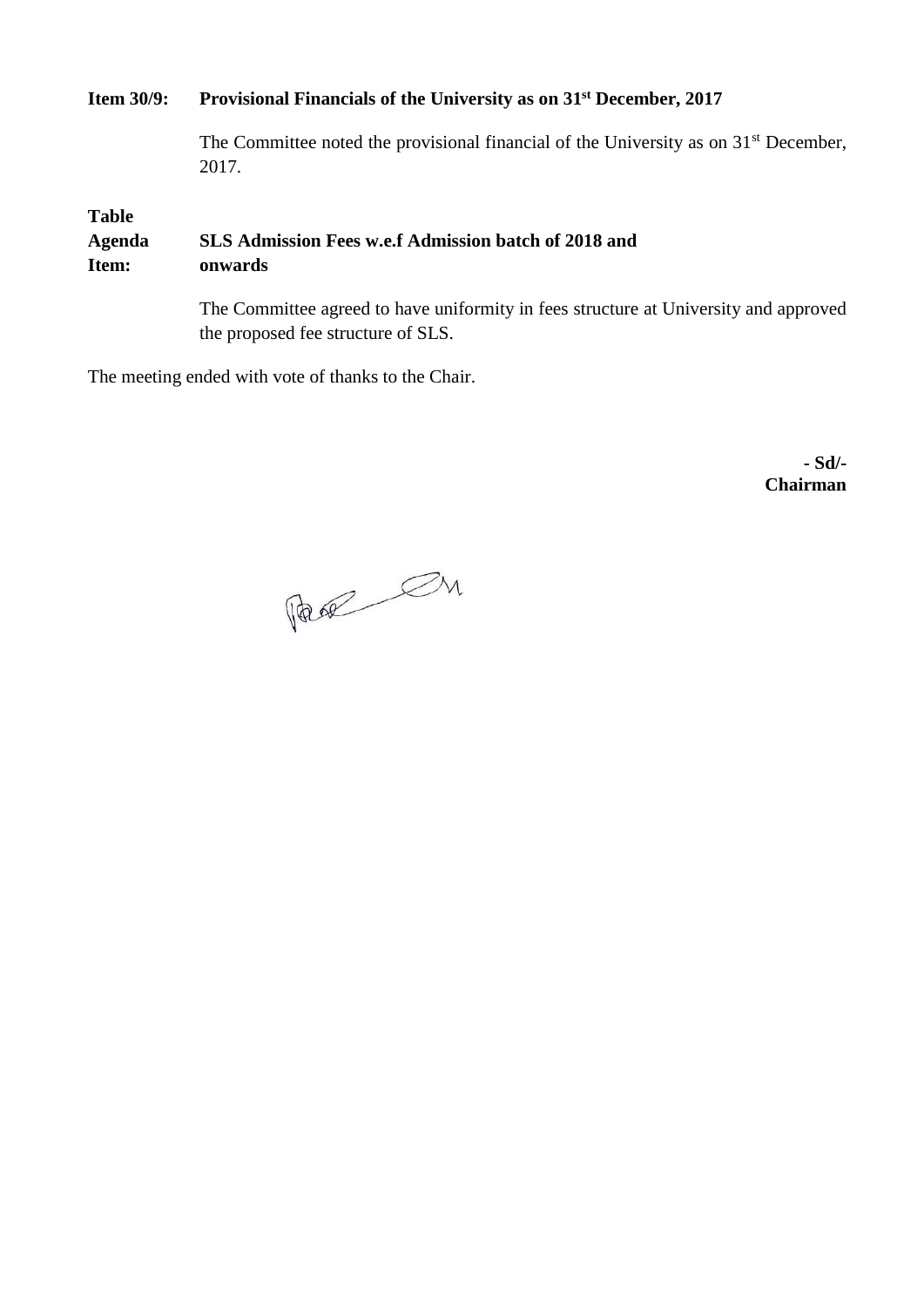**Item 30/9: Provisional Financials of the University as on 31st December, 2017**

The Committee noted the provisional financial of the University as on 31st December, 2017.

**Table Agenda Item: SLS Admission Fees w.e.f Admission batch of 2018 and onwards**

The Committee agreed to have uniformity in fees structure at University and approved the proposed fee structure of SLS.

The meeting ended with vote of thanks to the Chair.

**- Sd/-**
**Chairman**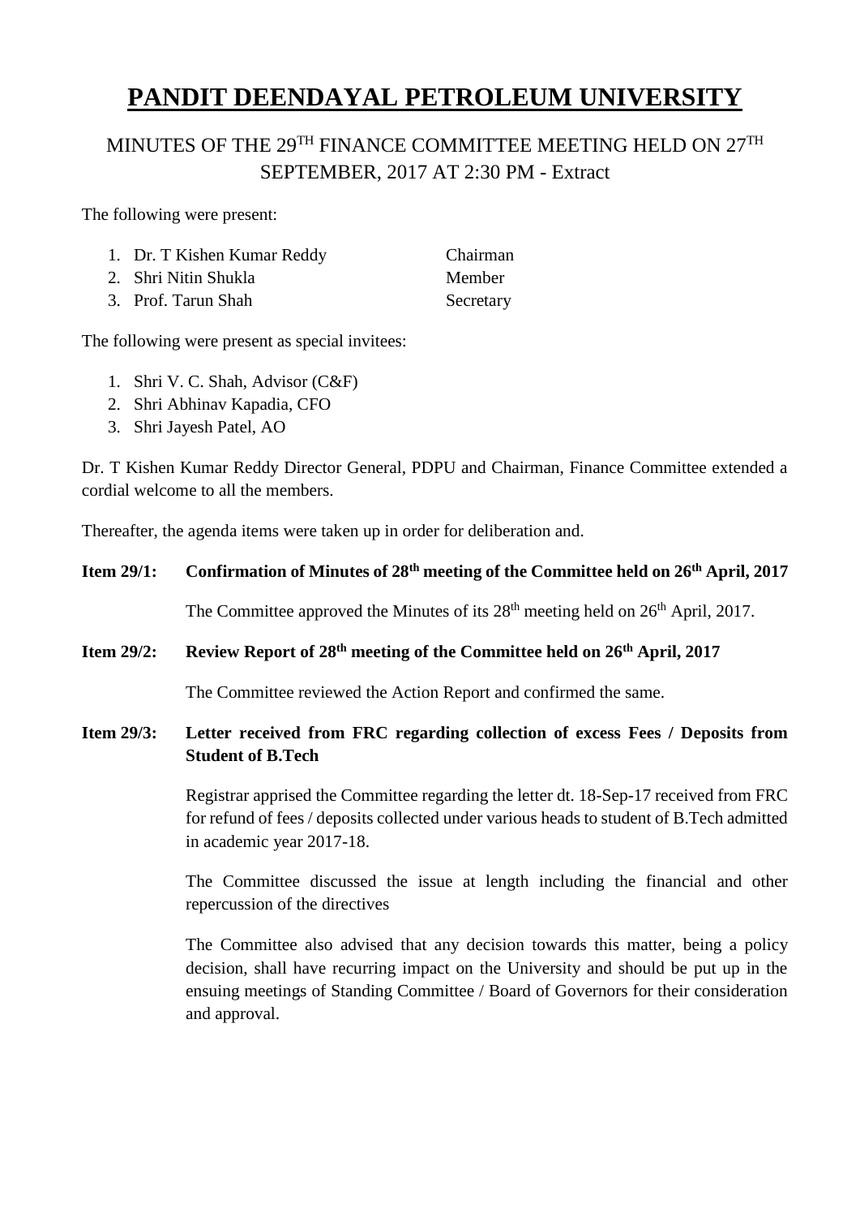# PANDIT DEENDAYAL PETROLEUM UNIVERSITY

## MINUTES OF THE 29TH FINANCE COMMITTEE MEETING HELD ON 27TH SEPTEMBER, 2017 AT 2:30 PM - Extract

The following were present:

1. Dr. T Kishen Kumar Reddy — Chairman
2. Shri Nitin Shukla — Member
3. Prof. Tarun Shah — Secretary

The following were present as special invitees:

1. Shri V. C. Shah, Advisor (C&F)
2. Shri Abhinav Kapadia, CFO
3. Shri Jayesh Patel, AO

Dr. T Kishen Kumar Reddy Director General, PDPU and Chairman, Finance Committee extended a cordial welcome to all the members.

Thereafter, the agenda items were taken up in order for deliberation and.

**Item 29/1: Confirmation of Minutes of 28th meeting of the Committee held on 26th April, 2017**

The Committee approved the Minutes of its 28th meeting held on 26th April, 2017.

**Item 29/2: Review Report of 28th meeting of the Committee held on 26th April, 2017**

The Committee reviewed the Action Report and confirmed the same.

**Item 29/3: Letter received from FRC regarding collection of excess Fees / Deposits from Student of B.Tech**

Registrar apprised the Committee regarding the letter dt. 18-Sep-17 received from FRC for refund of fees / deposits collected under various heads to student of B.Tech admitted in academic year 2017-18.

The Committee discussed the issue at length including the financial and other repercussion of the directives

The Committee also advised that any decision towards this matter, being a policy decision, shall have recurring impact on the University and should be put up in the ensuing meetings of Standing Committee / Board of Governors for their consideration and approval.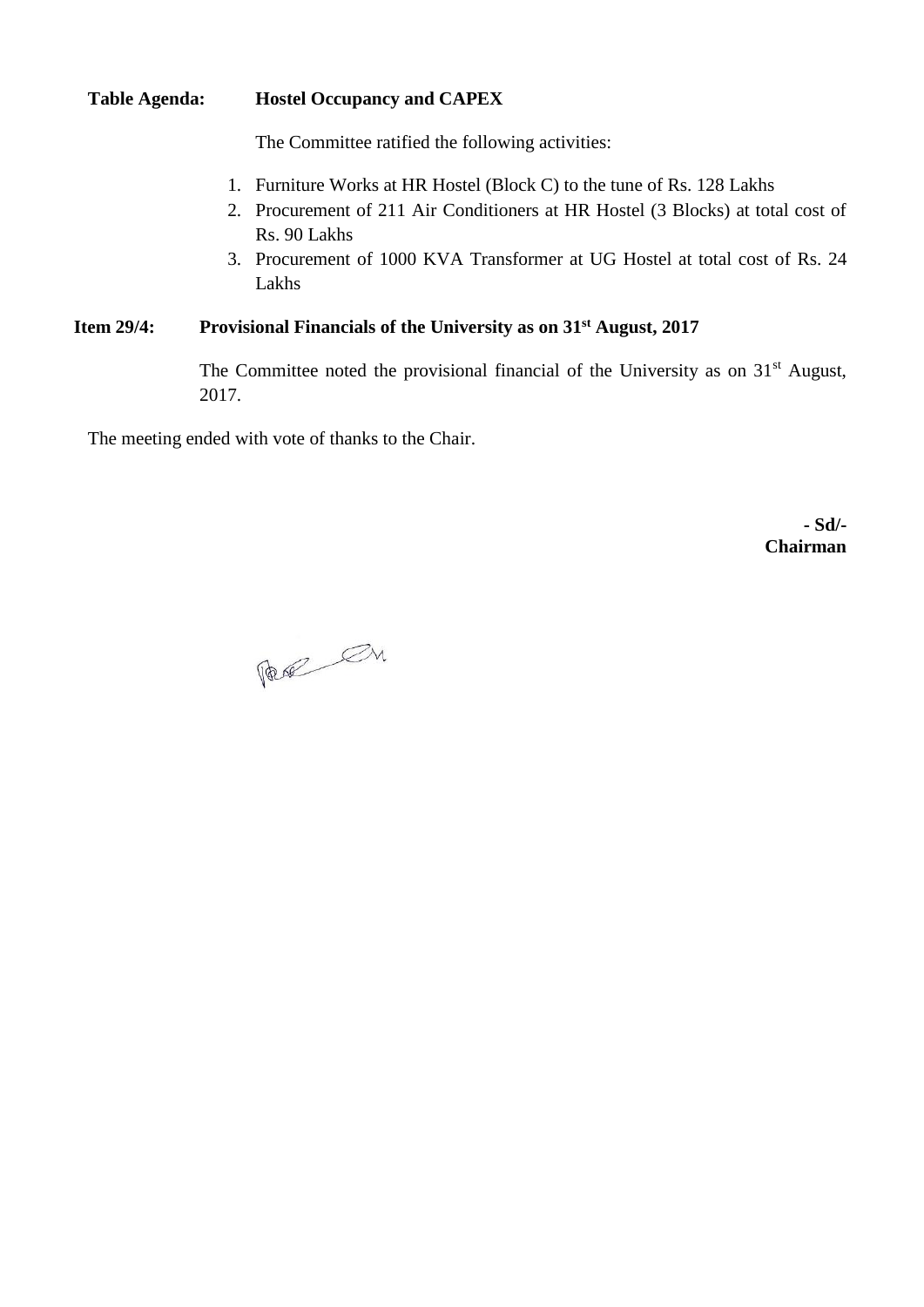**Table Agenda: Hostel Occupancy and CAPEX**

The Committee ratified the following activities:

1. Furniture Works at HR Hostel (Block C) to the tune of Rs. 128 Lakhs
2. Procurement of 211 Air Conditioners at HR Hostel (3 Blocks) at total cost of Rs. 90 Lakhs
3. Procurement of 1000 KVA Transformer at UG Hostel at total cost of Rs. 24 Lakhs

**Item 29/4: Provisional Financials of the University as on 31st August, 2017**

The Committee noted the provisional financial of the University as on 31st August, 2017.

The meeting ended with vote of thanks to the Chair.

**- Sd/-**
**Chairman**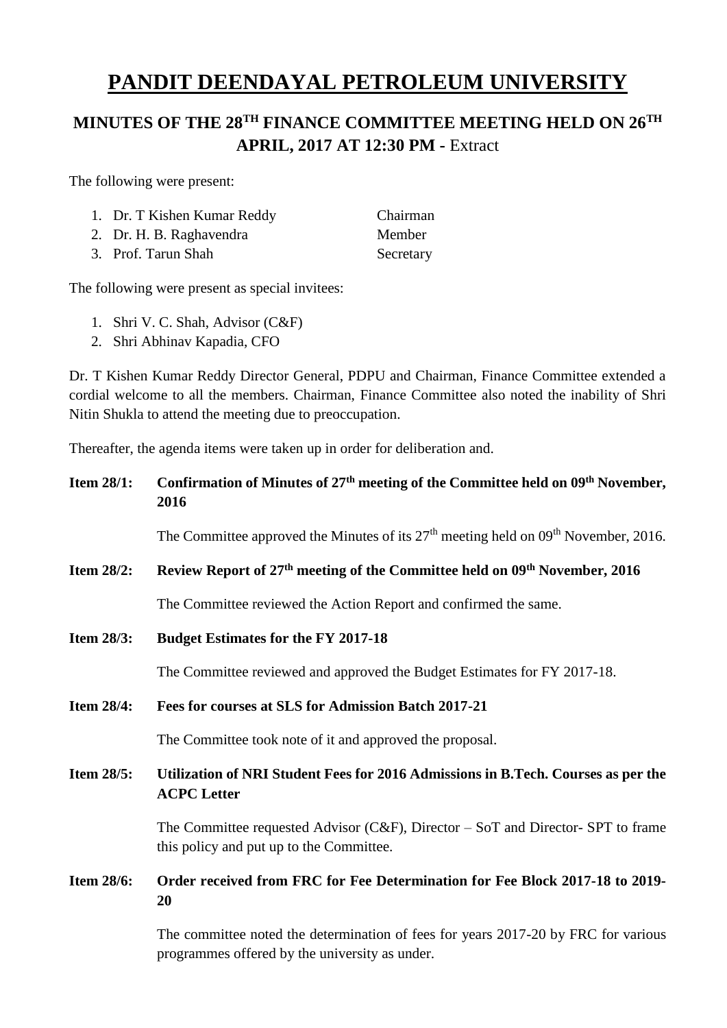# PANDIT DEENDAYAL PETROLEUM UNIVERSITY

## MINUTES OF THE 28TH FINANCE COMMITTEE MEETING HELD ON 26TH APRIL, 2017 AT 12:30 PM - Extract

The following were present:

1. Dr. T Kishen Kumar Reddy — Chairman
2. Dr. H. B. Raghavendra — Member
3. Prof. Tarun Shah — Secretary

The following were present as special invitees:

1. Shri V. C. Shah, Advisor (C&F)
2. Shri Abhinav Kapadia, CFO

Dr. T Kishen Kumar Reddy Director General, PDPU and Chairman, Finance Committee extended a cordial welcome to all the members. Chairman, Finance Committee also noted the inability of Shri Nitin Shukla to attend the meeting due to preoccupation.

Thereafter, the agenda items were taken up in order for deliberation and.

**Item 28/1: Confirmation of Minutes of 27th meeting of the Committee held on 09th November, 2016**

The Committee approved the Minutes of its 27th meeting held on 09th November, 2016.

**Item 28/2: Review Report of 27th meeting of the Committee held on 09th November, 2016**

The Committee reviewed the Action Report and confirmed the same.

**Item 28/3: Budget Estimates for the FY 2017-18**

The Committee reviewed and approved the Budget Estimates for FY 2017-18.

**Item 28/4: Fees for courses at SLS for Admission Batch 2017-21**

The Committee took note of it and approved the proposal.

**Item 28/5: Utilization of NRI Student Fees for 2016 Admissions in B.Tech. Courses as per the ACPC Letter**

The Committee requested Advisor (C&F), Director – SoT and Director- SPT to frame this policy and put up to the Committee.

**Item 28/6: Order received from FRC for Fee Determination for Fee Block 2017-18 to 2019-20**

The committee noted the determination of fees for years 2017-20 by FRC for various programmes offered by the university as under.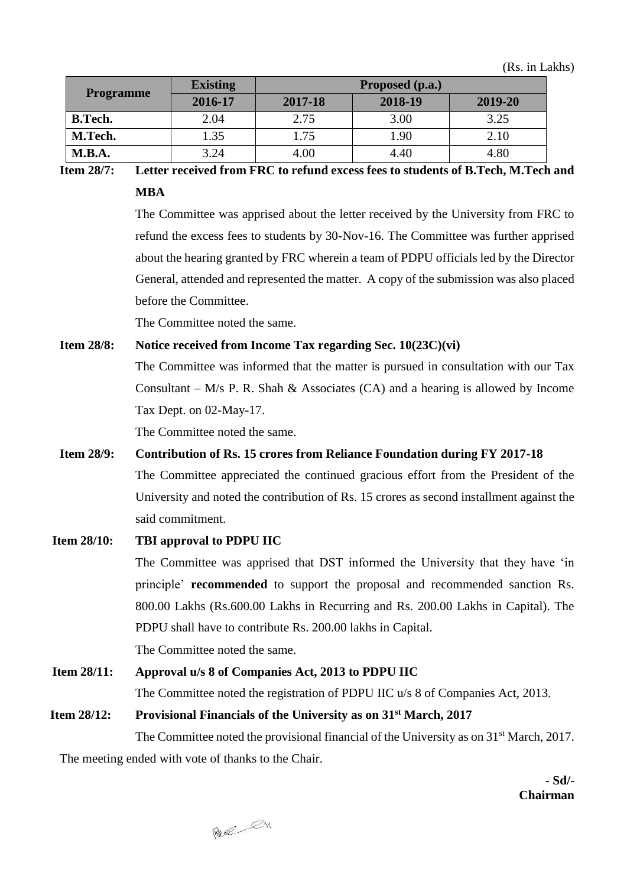(Rs. in Lakhs)

| Programme | Existing | Proposed (p.a.) | | |
|---|---|---|---|---|
| | 2016-17 | 2017-18 | 2018-19 | 2019-20 |
| **B.Tech.** | 2.04 | 2.75 | 3.00 | 3.25 |
| **M.Tech.** | 1.35 | 1.75 | 1.90 | 2.10 |
| **M.B.A.** | 3.24 | 4.00 | 4.40 | 4.80 |

**Item 28/7: Letter received from FRC to refund excess fees to students of B.Tech, M.Tech and MBA**

The Committee was apprised about the letter received by the University from FRC to refund the excess fees to students by 30-Nov-16. The Committee was further apprised about the hearing granted by FRC wherein a team of PDPU officials led by the Director General, attended and represented the matter. A copy of the submission was also placed before the Committee.

The Committee noted the same.

**Item 28/8: Notice received from Income Tax regarding Sec. 10(23C)(vi)**

The Committee was informed that the matter is pursued in consultation with our Tax Consultant – M/s P. R. Shah & Associates (CA) and a hearing is allowed by Income Tax Dept. on 02-May-17.

The Committee noted the same.

**Item 28/9: Contribution of Rs. 15 crores from Reliance Foundation during FY 2017-18**

The Committee appreciated the continued gracious effort from the President of the University and noted the contribution of Rs. 15 crores as second installment against the said commitment.

**Item 28/10: TBI approval to PDPU IIC**

The Committee was apprised that DST informed the University that they have 'in principle' **recommended** to support the proposal and recommended sanction Rs. 800.00 Lakhs (Rs.600.00 Lakhs in Recurring and Rs. 200.00 Lakhs in Capital). The PDPU shall have to contribute Rs. 200.00 lakhs in Capital.

The Committee noted the same.

**Item 28/11: Approval u/s 8 of Companies Act, 2013 to PDPU IIC**

The Committee noted the registration of PDPU IIC u/s 8 of Companies Act, 2013.

**Item 28/12: Provisional Financials of the University as on 31st March, 2017**

The Committee noted the provisional financial of the University as on 31st March, 2017.

The meeting ended with vote of thanks to the Chair.

**- Sd/-**
**Chairman**